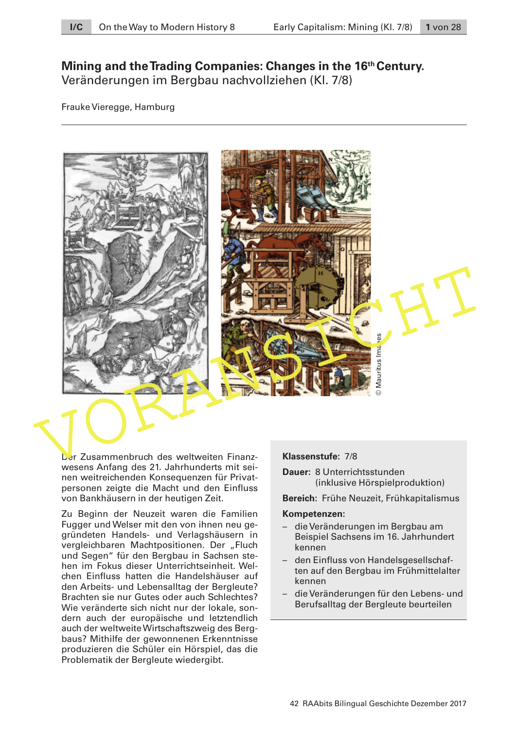# Mining and the Trading Companies: Changes in the 16th Century.

Veränderungen im Bergbau nachvollziehen (Kl. 7/8)

Frauke Vieregge, Hamburg

© Mauritius Images

Der Zusammenbruch des weltweiten Finanzwesens Anfang des 21. Jahrhunderts mit seinen weitreichenden Konsequenzen für Privatpersonen zeigte die Macht und den Einfluss von Bankhäusern in der heutigen Zeit.

Zu Beginn der Neuzeit waren die Familien Fugger und Welser mit den von ihnen neu gegründeten Handels- und Verlagshäusern in vergleichbaren Machtpositionen. Der „Fluch und Segen" für den Bergbau in Sachsen stehen im Fokus dieser Unterrichtseinheit. Welchen Einfluss hatten die Handelshäuser auf den Arbeits- und Lebensalltag der Bergleute? Brachten sie nur Gutes oder auch Schlechtes? Wie veränderte sich nicht nur der lokale, sondern auch der europäische und letztendlich auch der weltweite Wirtschaftszweig des Bergbaus? Mithilfe der gewonnenen Erkenntnisse produzieren die Schüler ein Hörspiel, das die Problematik der Bergleute wiedergibt.

**Klassenstufe:** 7/8

**Dauer:** 8 Unterrichtsstunden (inklusive Hörspielproduktion)

**Bereich:** Frühe Neuzeit, Frühkapitalismus

**Kompetenzen:**

- die Veränderungen im Bergbau am Beispiel Sachsens im 16. Jahrhundert kennen
- den Einfluss von Handelsgesellschaften auf den Bergbau im Frühmittelalter kennen
- die Veränderungen für den Lebens- und Berufsalltag der Bergleute beurteilen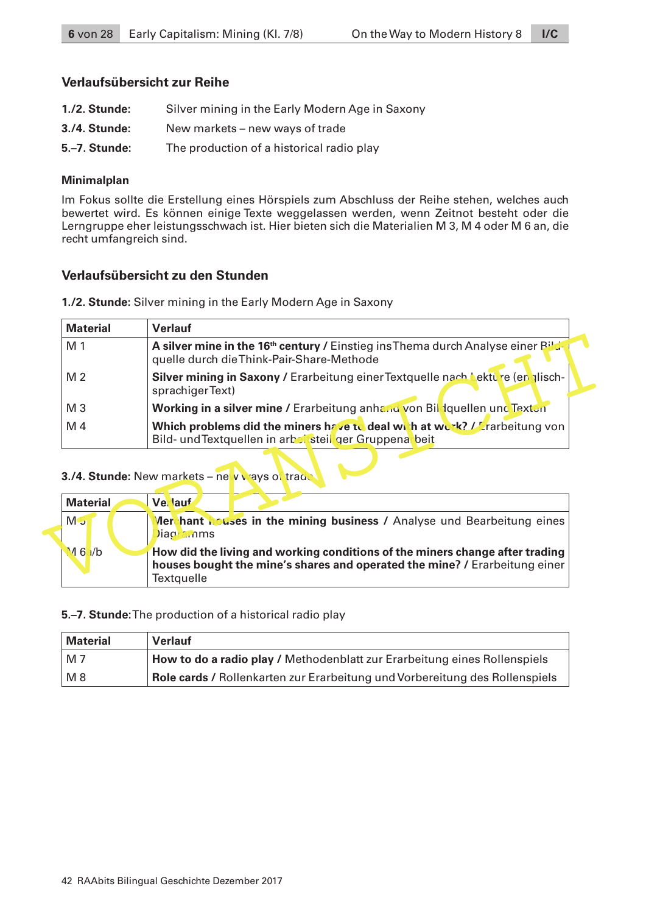## Verlaufsübersicht zur Reihe

**1./2. Stunde:** Silver mining in the Early Modern Age in Saxony

**3./4. Stunde:** New markets – new ways of trade

**5.–7. Stunde:** The production of a historical radio play

### Minimalplan

Im Fokus sollte die Erstellung eines Hörspiels zum Abschluss der Reihe stehen, welches auch bewertet wird. Es können einige Texte weggelassen werden, wenn Zeitnot besteht oder die Lerngruppe eher leistungsschwach ist. Hier bieten sich die Materialien M 3, M 4 oder M 6 an, die recht umfangreich sind.

## Verlaufsübersicht zu den Stunden

**1./2. Stunde:** Silver mining in the Early Modern Age in Saxony

| Material | Verlauf |
|---|---|
| M 1 | **A silver mine in the 16th century /** Einstieg ins Thema durch Analyse einer Bildquelle durch die Think-Pair-Share-Methode |
| M 2 | **Silver mining in Saxony /** Erarbeitung einer Textquelle nach Lektüre (englischsprachiger Text) |
| M 3 | **Working in a silver mine /** Erarbeitung anhand von Bildquellen und Texten |
| M 4 | **Which problems did the miners have to deal with at work? /** Erarbeitung von Bild- und Textquellen in arbeitsteiliger Gruppenarbeit |

**3./4. Stunde:** New markets – new ways of trade

| Material | Verlauf |
|---|---|
| M 5 | **Merchant houses in the mining business /** Analyse und Bearbeitung eines Diagramms |
| M 6a/b | **How did the living and working conditions of the miners change after trading houses bought the mine's shares and operated the mine? /** Erarbeitung einer Textquelle |

**5.–7. Stunde:** The production of a historical radio play

| Material | Verlauf |
|---|---|
| M 7 | **How to do a radio play /** Methodenblatt zur Erarbeitung eines Rollenspiels |
| M 8 | **Role cards /** Rollenkarten zur Erarbeitung und Vorbereitung des Rollenspiels |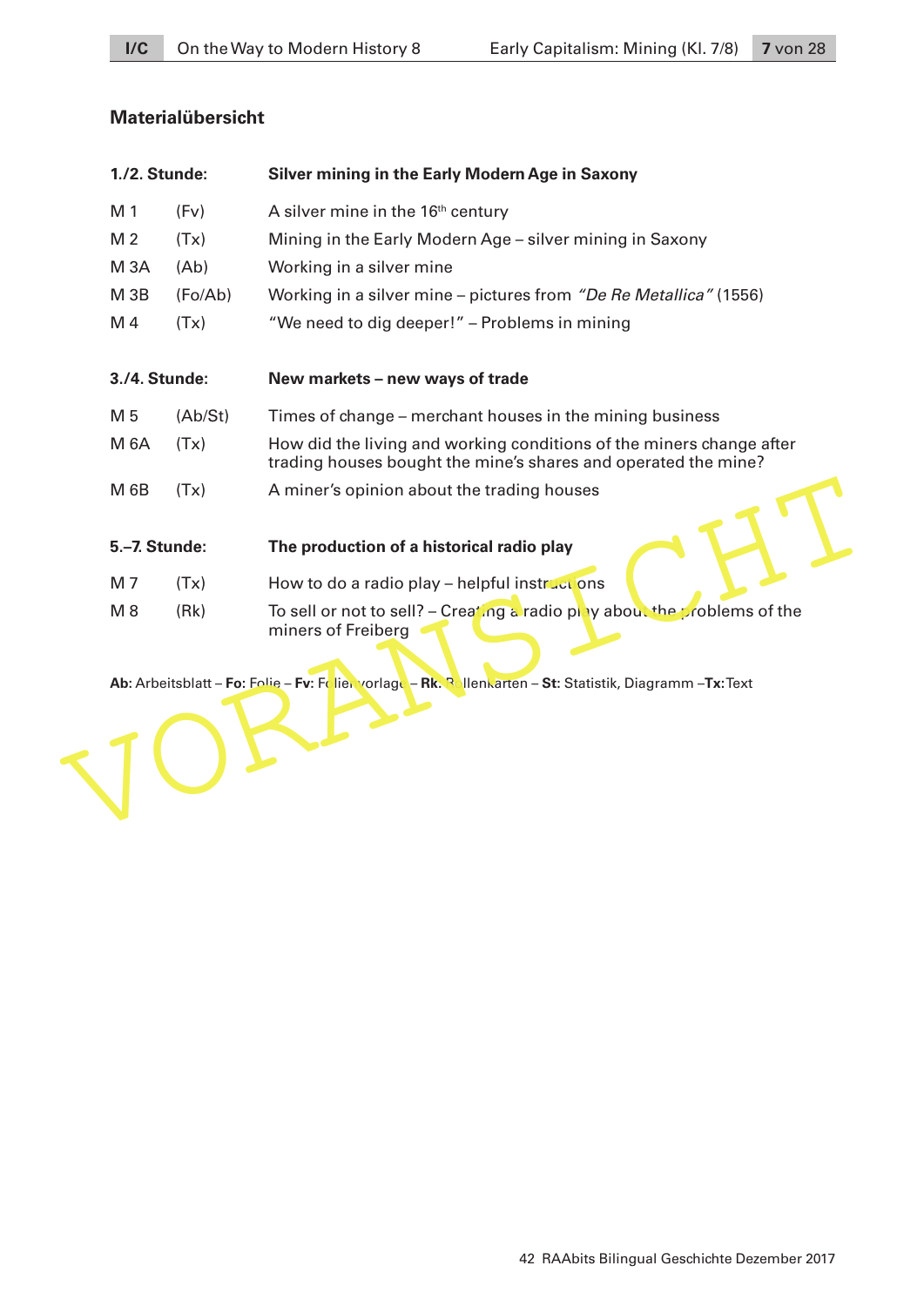## Materialübersicht

| | | |
|---|---|---|
| **1./2. Stunde:** | | **Silver mining in the Early Modern Age in Saxony** |
| M 1 | (Fv) | A silver mine in the 16th century |
| M 2 | (Tx) | Mining in the Early Modern Age – silver mining in Saxony |
| M 3A | (Ab) | Working in a silver mine |
| M 3B | (Fo/Ab) | Working in a silver mine – pictures from *"De Re Metallica"* (1556) |
| M 4 | (Tx) | "We need to dig deeper!" – Problems in mining |
| **3./4. Stunde:** | | **New markets – new ways of trade** |
| M 5 | (Ab/St) | Times of change – merchant houses in the mining business |
| M 6A | (Tx) | How did the living and working conditions of the miners change after trading houses bought the mine's shares and operated the mine? |
| M 6B | (Tx) | A miner's opinion about the trading houses |
| **5.–7. Stunde:** | | **The production of a historical radio play** |
| M 7 | (Tx) | How to do a radio play – helpful instructions |
| M 8 | (Rk) | To sell or not to sell? – Creating a radio play about the problems of the miners of Freiberg |

**Ab:** Arbeitsblatt – **Fo:** Folie – **Fv:** Folienvorlage – **Rk:** Rollenkarten – **St:** Statistik, Diagramm – **Tx:** Text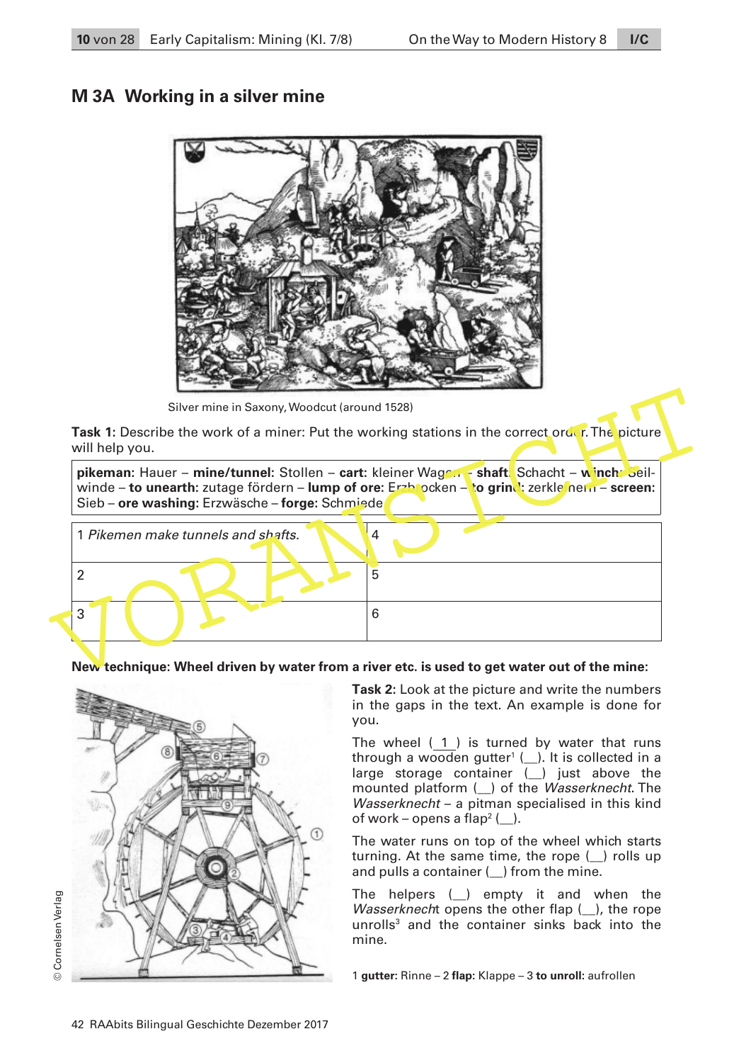## M 3A Working in a silver mine

Silver mine in Saxony, Woodcut (around 1528)

**Task 1:** Describe the work of a miner: Put the working stations in the correct order. The picture will help you.

**pikeman:** Hauer – **mine/tunnel:** Stollen – **cart:** kleiner Wagen – **shaft:** Schacht – **winch:** Seilwinde – **to unearth:** zutage fördern – **lump of ore:** Erzbrocken – **to grind:** zerkleinern – **screen:** Sieb – **ore washing:** Erzwäsche – **forge:** Schmiede

| | |
|---|---|
| 1 *Pikemen make tunnels and shafts.* | 4 |
| 2 | 5 |
| 3 | 6 |

**New technique: Wheel driven by water from a river etc. is used to get water out of the mine:**

**Task 2:** Look at the picture and write the numbers in the gaps in the text. An example is done for you.

The wheel ( 1 ) is turned by water that runs through a wooden gutter[1] (__). It is collected in a large storage container (__) just above the mounted platform (__) of the *Wasserknecht*. The *Wasserknecht* – a pitman specialised in this kind of work – opens a flap[2] (__).

The water runs on top of the wheel which starts turning. At the same time, the rope (__) rolls up and pulls a container (__) from the mine.

The helpers (__) empty it and when the *Wasserknecht* opens the other flap (__), the rope unrolls[3] and the container sinks back into the mine.

1 **gutter:** Rinne – 2 **flap:** Klappe – 3 **to unroll:** aufrollen

© Cornelsen Verlag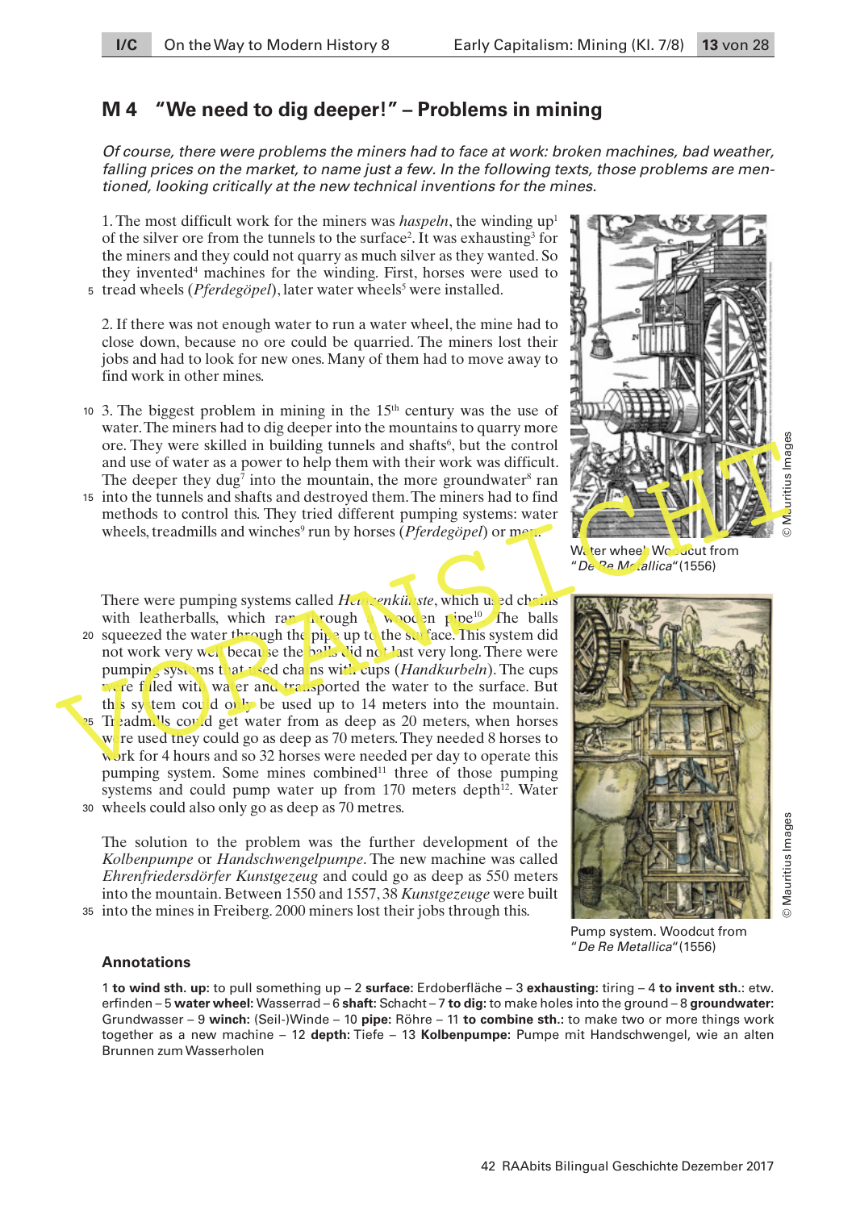## M 4 "We need to dig deeper!" – Problems in mining

*Of course, there were problems the miners had to face at work: broken machines, bad weather, falling prices on the market, to name just a few. In the following texts, those problems are mentioned, looking critically at the new technical inventions for the mines.*

1. The most difficult work for the miners was *haspeln*, the winding up[1] of the silver ore from the tunnels to the surface[2]. It was exhausting[3] for the miners and they could not quarry as much silver as they wanted. So they invented[4] machines for the winding. First, horses were used to tread wheels (*Pferdegöpel*), later water wheels[5] were installed.

2. If there was not enough water to run a water wheel, the mine had to close down, because no ore could be quarried. The miners lost their jobs and had to look for new ones. Many of them had to move away to find work in other mines.

3. The biggest problem in mining in the 15th century was the use of water. The miners had to dig deeper into the mountains to quarry more ore. They were skilled in building tunnels and shafts[6], but the control and use of water as a power to help them with their work was difficult. The deeper they dug[7] into the mountain, the more groundwater[8] ran into the tunnels and shafts and destroyed them. The miners had to find methods to control this. They tried different pumping systems: water wheels, treadmills and winches[9] run by horses (*Pferdegöpel*) or men.

Water wheel. Woodcut from "*De Re Metallica*" (1556)

There were pumping systems called *Heinzenkünste*, which used chains with leatherballs, which ran through a wooden pipe[10]. The balls squeezed the water through the pipe up to the surface. This system did not work very well because the balls did not last very long. There were pumping systems that used chains with cups (*Handkurbeln*). The cups were filled with water and transported the water to the surface. But this system could only be used up to 14 meters into the mountain. Treadmills could get water from as deep as 20 meters, when horses were used they could go as deep as 70 meters. They needed 8 horses to work for 4 hours and so 32 horses were needed per day to operate this pumping system. Some mines combined[11] three of those pumping systems and could pump water up from 170 meters depth[12]. Water wheels could also only go as deep as 70 metres.

The solution to the problem was the further development of the *Kolbenpumpe* or *Handschwengelpumpe*. The new machine was called *Ehrenfriedersdörfer Kunstgezeug* and could go as deep as 550 meters into the mountain. Between 1550 and 1557, 38 *Kunstgezeuge* were built into the mines in Freiberg. 2000 miners lost their jobs through this.

Pump system. Woodcut from "*De Re Metallica*" (1556)

### Annotations

1 **to wind sth. up:** to pull something up – 2 **surface:** Erdoberfläche – 3 **exhausting:** tiring – 4 **to invent sth.:** etw. erfinden – 5 **water wheel:** Wasserrad – 6 **shaft:** Schacht – 7 **to dig:** to make holes into the ground – 8 **groundwater:** Grundwasser – 9 **winch:** (Seil-)Winde – 10 **pipe:** Röhre – 11 **to combine sth.:** to make two or more things work together as a new machine – 12 **depth:** Tiefe – 13 **Kolbenpumpe:** Pumpe mit Handschwengel, wie an alten Brunnen zum Wasserholen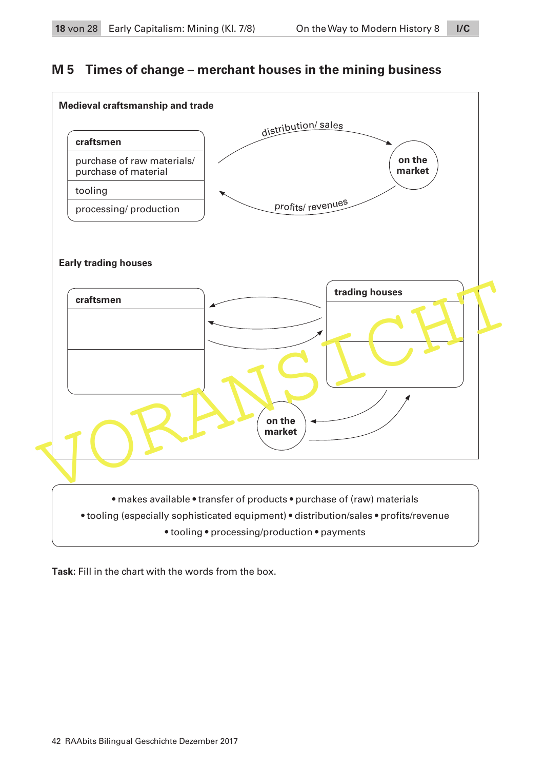## M 5 Times of change – merchant houses in the mining business

**Medieval craftsmanship and trade**

| craftsmen |
|---|
| purchase of raw materials/ purchase of material |
| tooling |
| processing/ production |

distribution/ sales

**on the market**

profits/ revenues

**Early trading houses**

| craftsmen |
|---|
| |
| |

| trading houses |
|---|
| |
| |

**on the market**

• makes available • transfer of products • purchase of (raw) materials
• tooling (especially sophisticated equipment) • distribution/sales • profits/revenue
• tooling • processing/production • payments

**Task:** Fill in the chart with the words from the box.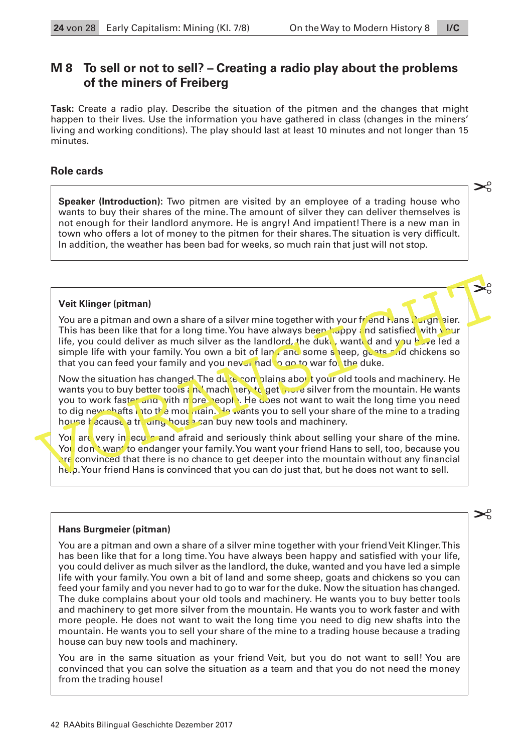## M 8 To sell or not to sell? – Creating a radio play about the problems of the miners of Freiberg

**Task:** Create a radio play. Describe the situation of the pitmen and the changes that might happen to their lives. Use the information you have gathered in class (changes in the miners' living and working conditions). The play should last at least 10 minutes and not longer than 15 minutes.

### Role cards

**Speaker (Introduction):** Two pitmen are visited by an employee of a trading house who wants to buy their shares of the mine. The amount of silver they can deliver themselves is not enough for their landlord anymore. He is angry! And impatient! There is a new man in town who offers a lot of money to the pitmen for their shares. The situation is very difficult. In addition, the weather has been bad for weeks, so much rain that just will not stop.

---

**Veit Klinger (pitman)**

You are a pitman and own a share of a silver mine together with your friend Hans Burgmeier. This has been like that for a long time. You have always been happy and satisfied with your life, you could deliver as much silver as the landlord, the duke, wanted and you have led a simple life with your family. You own a bit of land and some sheep, goats and chickens so that you can feed your family and you never had to go to war for the duke.

Now the situation has changed. The duke complains about your old tools and machinery. He wants you to buy better tools and machinery to get more silver from the mountain. He wants you to work faster and with more people. He does not want to wait the long time you need to dig new shafts into the mountain. He wants you to sell your share of the mine to a trading house because a trading house can buy new tools and machinery.

You are very insecure and afraid and seriously think about selling your share of the mine. You don't want to endanger your family. You want your friend Hans to sell, too, because you are convinced that there is no chance to get deeper into the mountain without any financial help. Your friend Hans is convinced that you can do just that, but he does not want to sell.

---

**Hans Burgmeier (pitman)**

You are a pitman and own a share of a silver mine together with your friend Veit Klinger. This has been like that for a long time. You have always been happy and satisfied with your life, you could deliver as much silver as the landlord, the duke, wanted and you have led a simple life with your family. You own a bit of land and some sheep, goats and chickens so you can feed your family and you never had to go to war for the duke. Now the situation has changed. The duke complains about your old tools and machinery. He wants you to buy better tools and machinery to get more silver from the mountain. He wants you to work faster and with more people. He does not want to wait the long time you need to dig new shafts into the mountain. He wants you to sell your share of the mine to a trading house because a trading house can buy new tools and machinery.

You are in the same situation as your friend Veit, but you do not want to sell! You are convinced that you can solve the situation as a team and that you do not need the money from the trading house!